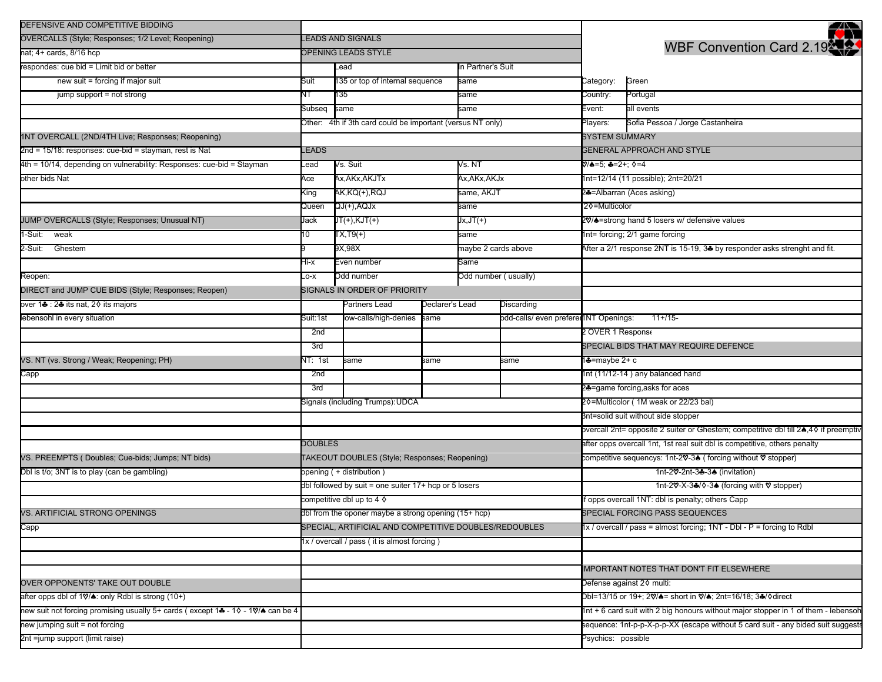# WBF Convention Card 2.19

| | |
|---|---|
| Category: | Green |
| Country: | Portugal |
| Event: | all events |
| Players: | Sofia Pessoa / Jorge Castanheira |

## SYSTEM SUMMARY

### GENERAL APPROACH AND STYLE

♡/♠=5; ♣=2+; ◊=4

1nt=12/14 (11 possible); 2nt=20/21

2♣=Albarran (Aces asking)

2◊=Multicolor

2♡/♠=strong hand 5 losers w/ defensive values

1nt= forcing; 2/1 game forcing

After a 2/1 response 2NT is 15-19, 3♣ by responder asks strenght and fit.

1NT Openings: 11+/15-

2 OVER 1 Respons

### SPECIAL BIDS THAT MAY REQUIRE DEFENCE

1♣=maybe 2+ c

1nt (11/12-14 ) any balanced hand

2♣=game forcing,asks for aces

2◊=Multicolor ( 1M weak or 22/23 bal)

3nt=solid suit without side stopper

overcall 2nt= opposite 2 suiter or Ghestem; competitive dbl till 2♠,4◊ if preemptiv

after opps overcall 1nt, 1st real suit dbl is competitive, others penalty

competitive sequencys: 1nt-2♡-3♠ ( forcing without ♡ stopper)

1nt-2♡-2nt-3♣-3♠ (invitation)

1nt-2♡-X-3♣/◊-3♠ (forcing with ♡ stopper)

If opps overcall 1NT: dbl is penalty; others Capp

### SPECIAL FORCING PASS SEQUENCES

1x / overcall / pass = almost forcing; 1NT - Dbl - P = forcing to Rdbl

### IMPORTANT NOTES THAT DON'T FIT ELSEWHERE

Defense against 2◊ multi:

Dbl=13/15 or 19+; 2♡/♠= short in ♡/♠; 2nt=16/18; 3♣/◊direct

1nt + 6 card suit with 2 big honours without major stopper in 1 of them - lebensoh

sequence: 1nt-p-p-X-p-p-XX (escape without 5 card suit - any bided suit suggests

Psychics: possible

## DEFENSIVE AND COMPETITIVE BIDDING

### OVERCALLS (Style; Responses; 1/2 Level; Reopening)

nat; 4+ cards, 8/16 hcp

respondes: cue bid = Limit bid or better

new suit = forcing if major suit

jump support = not strong

### 1NT OVERCALL (2ND/4TH Live; Responses; Reopening)

2nd = 15/18: responses: cue-bid = stayman, rest is Nat

4th = 10/14, depending on vulnerability: Responses: cue-bid = Stayman

other bids Nat

### JUMP OVERCALLS (Style; Responses; Unusual NT)

1-Suit: weak

2-Suit: Ghestem

Reopen:

### DIRECT and JUMP CUE BIDS (Style; Responses; Reopen)

over 1♣ : 2♣ its nat, 2◊ its majors

lebensohl in every situation

### VS. NT (vs. Strong / Weak; Reopening; PH)

Capp

### VS. PREEMPTS ( Doubles; Cue-bids; Jumps; NT bids)

Dbl is t/o; 3NT is to play (can be gambling)

### VS. ARTIFICIAL STRONG OPENINGS

Capp

### OVER OPPONENTS' TAKE OUT DOUBLE

after opps dbl of 1♡/♠: only Rdbl is strong (10+)

new suit not forcing promising usually 5+ cards ( except 1♣ - 1◊ - 1♡/♠ can be 4

new jumping suit = not forcing

2nt =jump support (limit raise)

## LEADS AND SIGNALS

### OPENING LEADS STYLE

| | Lead | In Partner's Suit |
|---|---|---|
| Suit | 135 or top of internal sequence | same |
| NT | 135 | same |
| Subseq | same | same |

Other: 4th if 3th card could be important (versus NT only)

### LEADS

| Lead | Vs. Suit | Vs. NT |
|---|---|---|
| Ace | Ax,AKx,AKJTx | Ax,AKx,AKJx |
| King | AK,KQ(+),RQJ | same, AKJT |
| Queen | QJ(+),AQJx | same |
| Jack | JT(+),KJT(+) | Jx,JT(+) |
| 10 | TX,T9(+) | same |
| 9 | 9X,98X | maybe 2 cards above |
| Hi-x | Even number | Same |
| Lo-x | Odd number | Odd number ( usually) |

### SIGNALS IN ORDER OF PRIORITY

| | | Partners Lead | Declarer's Lead | Discarding |
|---|---|---|---|---|
| Suit: | 1st | low-calls/high-denies | same | odd-calls/ even prefere |
| | 2nd | | | |
| | 3rd | | | |
| NT: | 1st | same | same | same |
| | 2nd | | | |
| | 3rd | | | |

Signals (including Trumps):UDCA

## DOUBLES

### TAKEOUT DOUBLES (Style; Responses; Reopening)

opening ( + distribution )

dbl followed by suit = one suiter 17+ hcp or 5 losers

competitive dbl up to 4 ◊

dbl from the oponer maybe a strong opening (15+ hcp)

### SPECIAL, ARTIFICIAL AND COMPETITIVE DOUBLES/REDOUBLES

1x / overcall / pass ( it is almost forcing )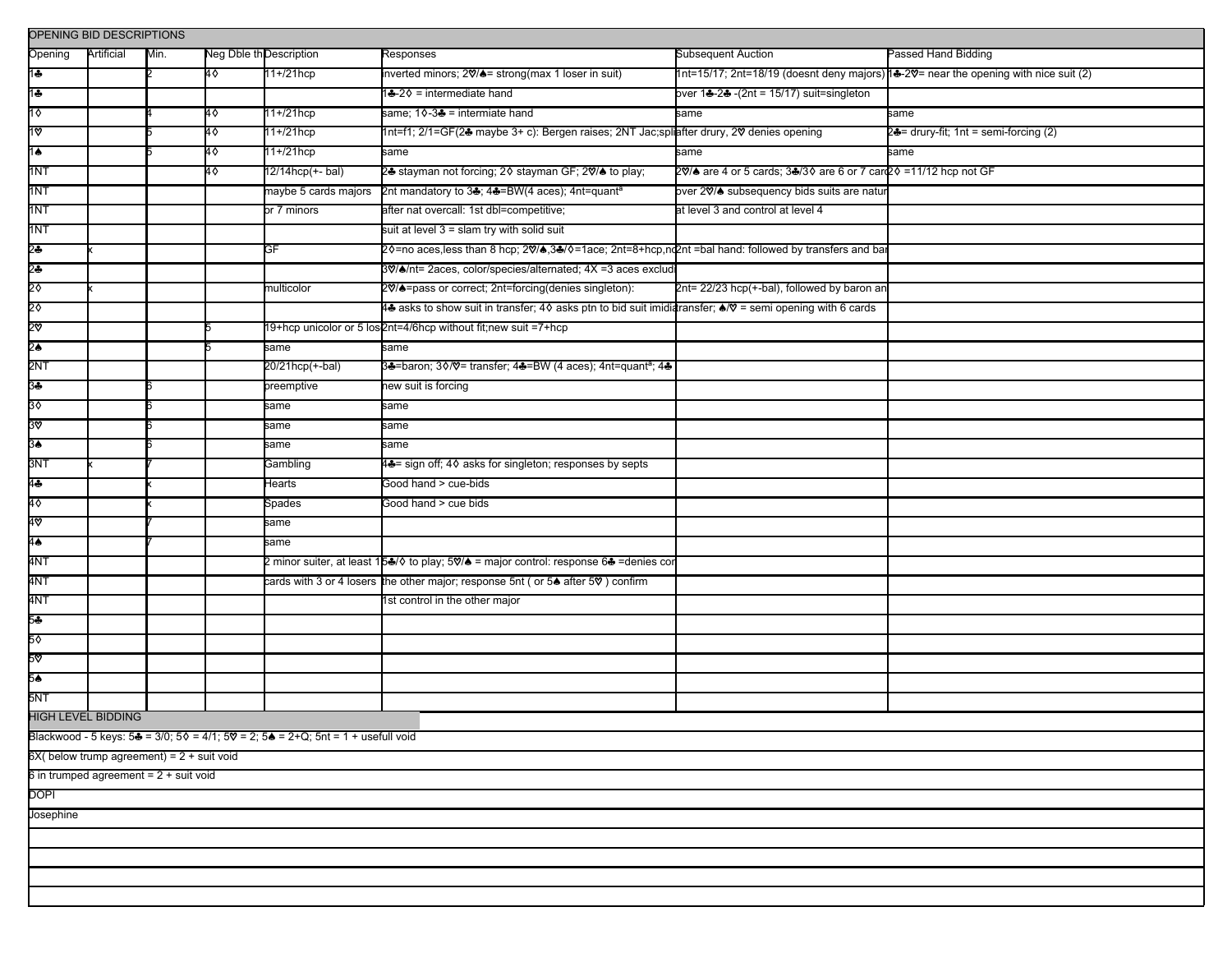## OPENING BID DESCRIPTIONS

| Opening | Artificial | Min. | Neg Dble th | Description | Responses | Subsequent Auction | Passed Hand Bidding |
|---|---|---|---|---|---|---|---|
| 1♣ | | 2 | 4♢ | 11+/21hcp | inverted minors; 2♡/♠= strong(max 1 loser in suit) | 1nt=15/17; 2nt=18/19 (doesnt deny majors) | 1♣-2♡= near the opening with nice suit (2) |
| 1♣ | | | | | 1♣-2♢ = intermediate hand | over 1♣-2♣ -(2nt = 15/17) suit=singleton | |
| 1♢ | | 4 | 4♢ | 11+/21hcp | same; 1♢-3♣ = intermiate hand | same | same |
| 1♡ | | 5 | 4♢ | 11+/21hcp | 1nt=f1; 2/1=GF(2♣ maybe 3+ c): Bergen raises; 2NT Jac;spli | after drury, 2♡ denies opening | 2♣= drury-fit; 1nt = semi-forcing (2) |
| 1♠ | | 5 | 4♢ | 11+/21hcp | same | same | same |
| 1NT | | | 4♢ | 12/14hcp(+- bal) | 2♣ stayman not forcing; 2♢ stayman GF; 2♡/♠ to play; | 2♡/♠ are 4 or 5 cards; 3♣/3♢ are 6 or 7 card | 2♢ =11/12 hcp not GF |
| 1NT | | | | maybe 5 cards majors | 2nt mandatory to 3♣; 4♣=BW(4 aces); 4nt=quant[a] | over 2♡/♠ subsequency bids suits are natur | |
| 1NT | | | | or 7 minors | after nat overcall: 1st dbl=competitive; | at level 3 and control at level 4 | |
| 1NT | | | | | suit at level 3 = slam try with solid suit | | |
| 2♣ | x | | | GF | 2♢=no aces,less than 8 hcp; 2♡/♠,3♣/♢=1ace; 2nt=8+hcp,no | 2nt =bal hand: followed by transfers and bar | |
| 2♣ | | | | | 3♡/♠/nt= 2aces, color/species/alternated; 4X =3 aces excludi | | |
| 2♢ | x | | | multicolor | 2♡/♠=pass or correct; 2nt=forcing(denies singleton): | 2nt= 22/23 hcp(+-bal), followed by baron an | |
| 2♢ | | | | | 4♣ asks to show suit in transfer; 4♢ asks ptn to bid suit imidia | transfer; ♠/♡ = semi opening with 6 cards | |
| 2♡ | | | 5 | 19+hcp unicolor or 5 los | 2nt=4/6hcp without fit;new suit =7+hcp | | |
| 2♠ | | | 5 | same | same | | |
| 2NT | | | | 20/21hcp(+-bal) | 3♣=baron; 3♢/♡= transfer; 4♣=BW (4 aces); 4nt=quant[a]; 4♣ | | |
| 3♣ | | 6 | | preemptive | new suit is forcing | | |
| 3♢ | | 6 | | same | same | | |
| 3♡ | | 6 | | same | same | | |
| 3♠ | | 6 | | same | same | | |
| 3NT | x | 7 | | Gambling | 4♣= sign off; 4♢ asks for singleton; responses by septs | | |
| 4♣ | | x | | Hearts | Good hand > cue-bids | | |
| 4♢ | | x | | Spades | Good hand > cue bids | | |
| 4♡ | | 7 | | same | | | |
| 4♠ | | 7 | | same | | | |
| 4NT | | | | 2 minor suiter, at least 1 | 5♣/♢ to play; 5♡/♠ = major control: response 6♣ =denies cor | | |
| 4NT | | | | cards with 3 or 4 losers | the other major; response 5nt ( or 5♠ after 5♡ ) confirm | | |
| 4NT | | | | | 1st control in the other major | | |
| 5♣ | | | | | | | |
| 5♢ | | | | | | | |
| 5♡ | | | | | | | |
| 5♠ | | | | | | | |
| 5NT | | | | | | | |

## HIGH LEVEL BIDDING

Blackwood - 5 keys: 5♣ = 3/0; 5♢ = 4/1; 5♡ = 2; 5♠ = 2+Q; 5nt = 1 + usefull void

6X( below trump agreement) = 2 + suit void

6 in trumped agreement = 2 + suit void

DOPI

Josephine